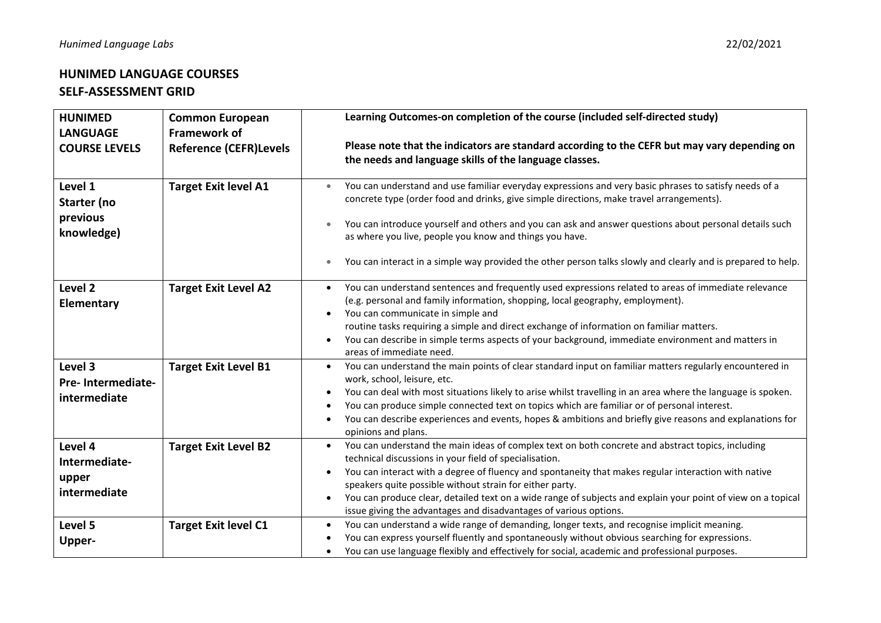# HUNIMED LANGUAGE COURSES
## SELF-ASSESSMENT GRID

| HUNIMED LANGUAGE COURSE LEVELS | Common European Framework of Reference (CEFR)Levels | Learning Outcomes-on completion of the course (included self-directed study)<br><br>Please note that the indicators are standard according to the CEFR but may vary depending on the needs and language skills of the language classes. |
|---|---|---|
| **Level 1 Starter (no previous knowledge)** | **Target Exit level A1** | • You can understand and use familiar everyday expressions and very basic phrases to satisfy needs of a concrete type (order food and drinks, give simple directions, make travel arrangements).<br>• You can introduce yourself and others and you can ask and answer questions about personal details such as where you live, people you know and things you have.<br>• You can interact in a simple way provided the other person talks slowly and clearly and is prepared to help. |
| **Level 2 Elementary** | **Target Exit Level A2** | • You can understand sentences and frequently used expressions related to areas of immediate relevance (e.g. personal and family information, shopping, local geography, employment).<br>• You can communicate in simple and routine tasks requiring a simple and direct exchange of information on familiar matters.<br>• You can describe in simple terms aspects of your background, immediate environment and matters in areas of immediate need. |
| **Level 3 Pre- Intermediate-intermediate** | **Target Exit Level B1** | • You can understand the main points of clear standard input on familiar matters regularly encountered in work, school, leisure, etc.<br>• You can deal with most situations likely to arise whilst travelling in an area where the language is spoken.<br>• You can produce simple connected text on topics which are familiar or of personal interest.<br>• You can describe experiences and events, hopes & ambitions and briefly give reasons and explanations for opinions and plans. |
| **Level 4 Intermediate-upper intermediate** | **Target Exit Level B2** | • You can understand the main ideas of complex text on both concrete and abstract topics, including technical discussions in your field of specialisation.<br>• You can interact with a degree of fluency and spontaneity that makes regular interaction with native speakers quite possible without strain for either party.<br>• You can produce clear, detailed text on a wide range of subjects and explain your point of view on a topical issue giving the advantages and disadvantages of various options. |
| **Level 5 Upper-** | **Target Exit level C1** | • You can understand a wide range of demanding, longer texts, and recognise implicit meaning.<br>• You can express yourself fluently and spontaneously without obvious searching for expressions.<br>• You can use language flexibly and effectively for social, academic and professional purposes. |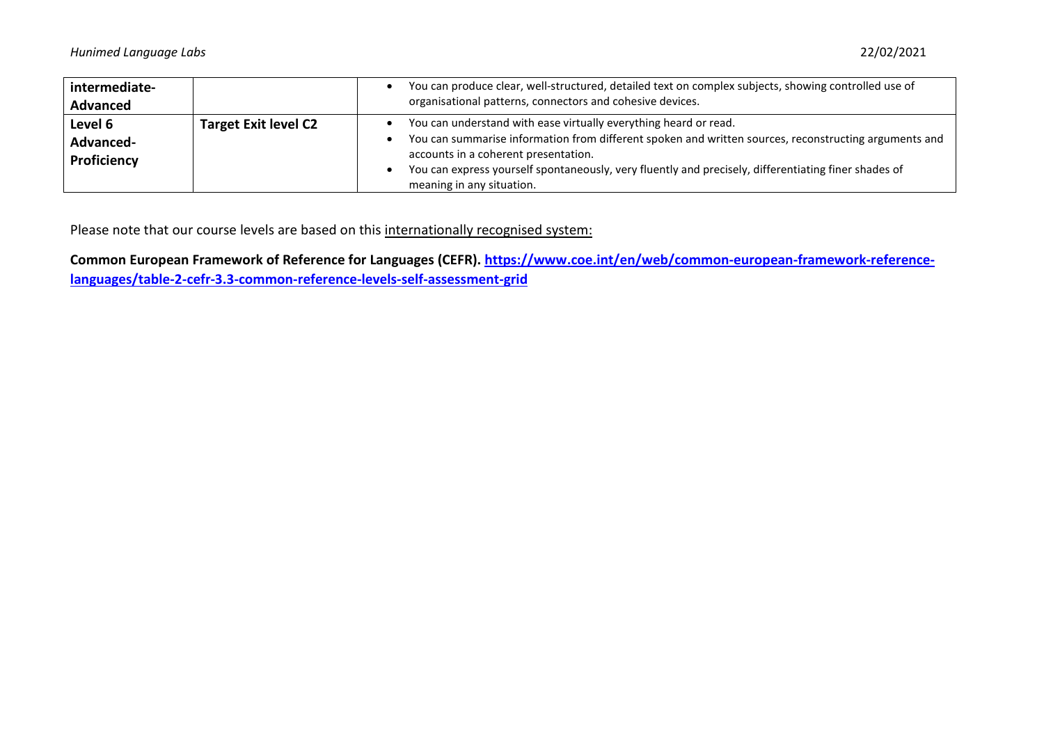| | | |
|---|---|---|
| **intermediate-Advanced** | | • You can produce clear, well-structured, detailed text on complex subjects, showing controlled use of organisational patterns, connectors and cohesive devices. |
| **Level 6 Advanced-Proficiency** | **Target Exit level C2** | • You can understand with ease virtually everything heard or read.<br>• You can summarise information from different spoken and written sources, reconstructing arguments and accounts in a coherent presentation.<br>• You can express yourself spontaneously, very fluently and precisely, differentiating finer shades of meaning in any situation. |

Please note that our course levels are based on this internationally recognised system:

**Common European Framework of Reference for Languages (CEFR). [https://www.coe.int/en/web/common-european-framework-reference-languages/table-2-cefr-3.3-common-reference-levels-self-assessment-grid](https://www.coe.int/en/web/common-european-framework-reference-languages/table-2-cefr-3.3-common-reference-levels-self-assessment-grid)**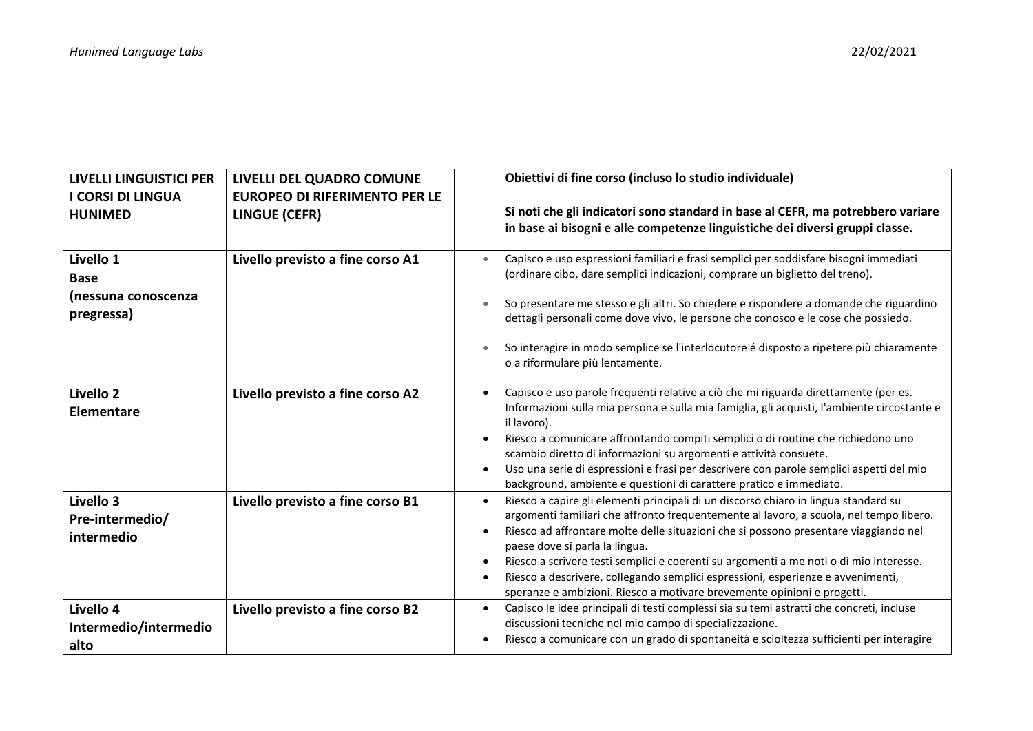| LIVELLI LINGUISTICI PER I CORSI DI LINGUA HUNIMED | LIVELLI DEL QUADRO COMUNE EUROPEO DI RIFERIMENTO PER LE LINGUE (CEFR) | Obiettivi di fine corso (incluso lo studio individuale)<br><br>Si noti che gli indicatori sono standard in base al CEFR, ma potrebbero variare in base ai bisogni e alle competenze linguistiche dei diversi gruppi classe. |
|---|---|---|
| **Livello 1**<br>**Base**<br>**(nessuna conoscenza pregressa)** | **Livello previsto a fine corso A1** | • Capisco e uso espressioni familiari e frasi semplici per soddisfare bisogni immediati (ordinare cibo, dare semplici indicazioni, comprare un biglietto del treno).<br>• So presentare me stesso e gli altri. So chiedere e rispondere a domande che riguardino dettagli personali come dove vivo, le persone che conosco e le cose che possiedo.<br>• So interagire in modo semplice se l'interlocutore é disposto a ripetere più chiaramente o a riformulare più lentamente. |
| **Livello 2**<br>**Elementare** | **Livello previsto a fine corso A2** | • Capisco e uso parole frequenti relative a ciò che mi riguarda direttamente (per es. Informazioni sulla mia persona e sulla mia famiglia, gli acquisti, l'ambiente circostante e il lavoro).<br>• Riesco a comunicare affrontando compiti semplici o di routine che richiedono uno scambio diretto di informazioni su argomenti e attività consuete.<br>• Uso una serie di espressioni e frasi per descrivere con parole semplici aspetti del mio background, ambiente e questioni di carattere pratico e immediato. |
| **Livello 3**<br>**Pre-intermedio/ intermedio** | **Livello previsto a fine corso B1** | • Riesco a capire gli elementi principali di un discorso chiaro in lingua standard su argomenti familiari che affronto frequentemente al lavoro, a scuola, nel tempo libero.<br>• Riesco ad affrontare molte delle situazioni che si possono presentare viaggiando nel paese dove si parla la lingua.<br>• Riesco a scrivere testi semplici e coerenti su argomenti a me noti o di mio interesse.<br>• Riesco a descrivere, collegando semplici espressioni, esperienze e avvenimenti, speranze e ambizioni. Riesco a motivare brevemente opinioni e progetti. |
| **Livello 4**<br>**Intermedio/intermedio alto** | **Livello previsto a fine corso B2** | • Capisco le idee principali di testi complessi sia su temi astratti che concreti, incluse discussioni tecniche nel mio campo di specializzazione.<br>• Riesco a comunicare con un grado di spontaneità e scioltezza sufficienti per interagire |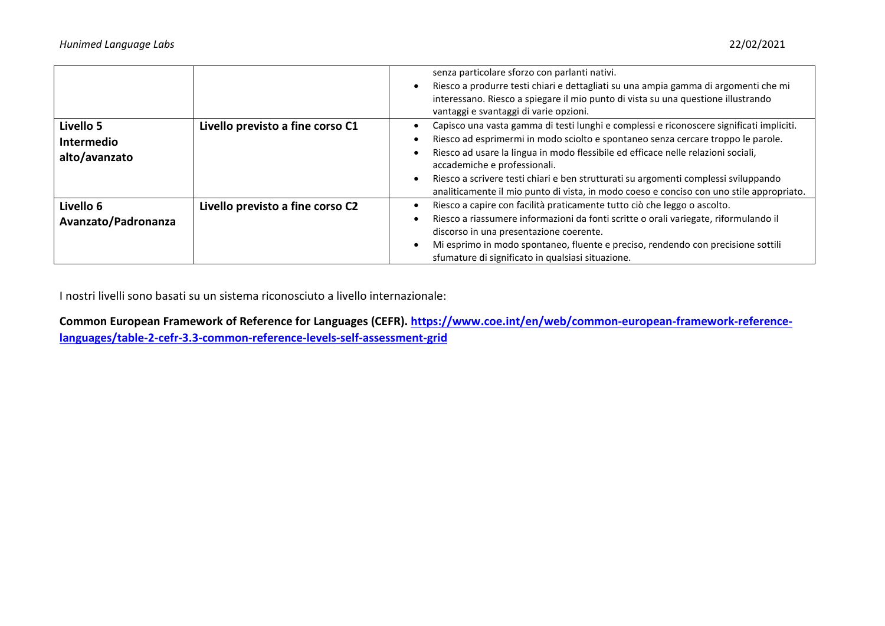| | | |
|---|---|---|
| | | senza particolare sforzo con parlanti nativi.<br>• Riesco a produrre testi chiari e dettagliati su una ampia gamma di argomenti che mi interessano. Riesco a spiegare il mio punto di vista su una questione illustrando vantaggi e svantaggi di varie opzioni. |
| **Livello 5 Intermedio alto/avanzato** | **Livello previsto a fine corso C1** | • Capisco una vasta gamma di testi lunghi e complessi e riconoscere significati impliciti.<br>• Riesco ad esprimermi in modo sciolto e spontaneo senza cercare troppo le parole.<br>• Riesco ad usare la lingua in modo flessibile ed efficace nelle relazioni sociali, accademiche e professionali.<br>• Riesco a scrivere testi chiari e ben strutturati su argomenti complessi sviluppando analiticamente il mio punto di vista, in modo coeso e conciso con uno stile appropriato. |
| **Livello 6 Avanzato/Padronanza** | **Livello previsto a fine corso C2** | • Riesco a capire con facilità praticamente tutto ciò che leggo o ascolto.<br>• Riesco a riassumere informazioni da fonti scritte o orali variegate, riformulando il discorso in una presentazione coerente.<br>• Mi esprimo in modo spontaneo, fluente e preciso, rendendo con precisione sottili sfumature di significato in qualsiasi situazione. |

I nostri livelli sono basati su un sistema riconosciuto a livello internazionale:

**Common European Framework of Reference for Languages (CEFR). [https://www.coe.int/en/web/common-european-framework-reference-languages/table-2-cefr-3.3-common-reference-levels-self-assessment-grid](https://www.coe.int/en/web/common-european-framework-reference-languages/table-2-cefr-3.3-common-reference-levels-self-assessment-grid)**